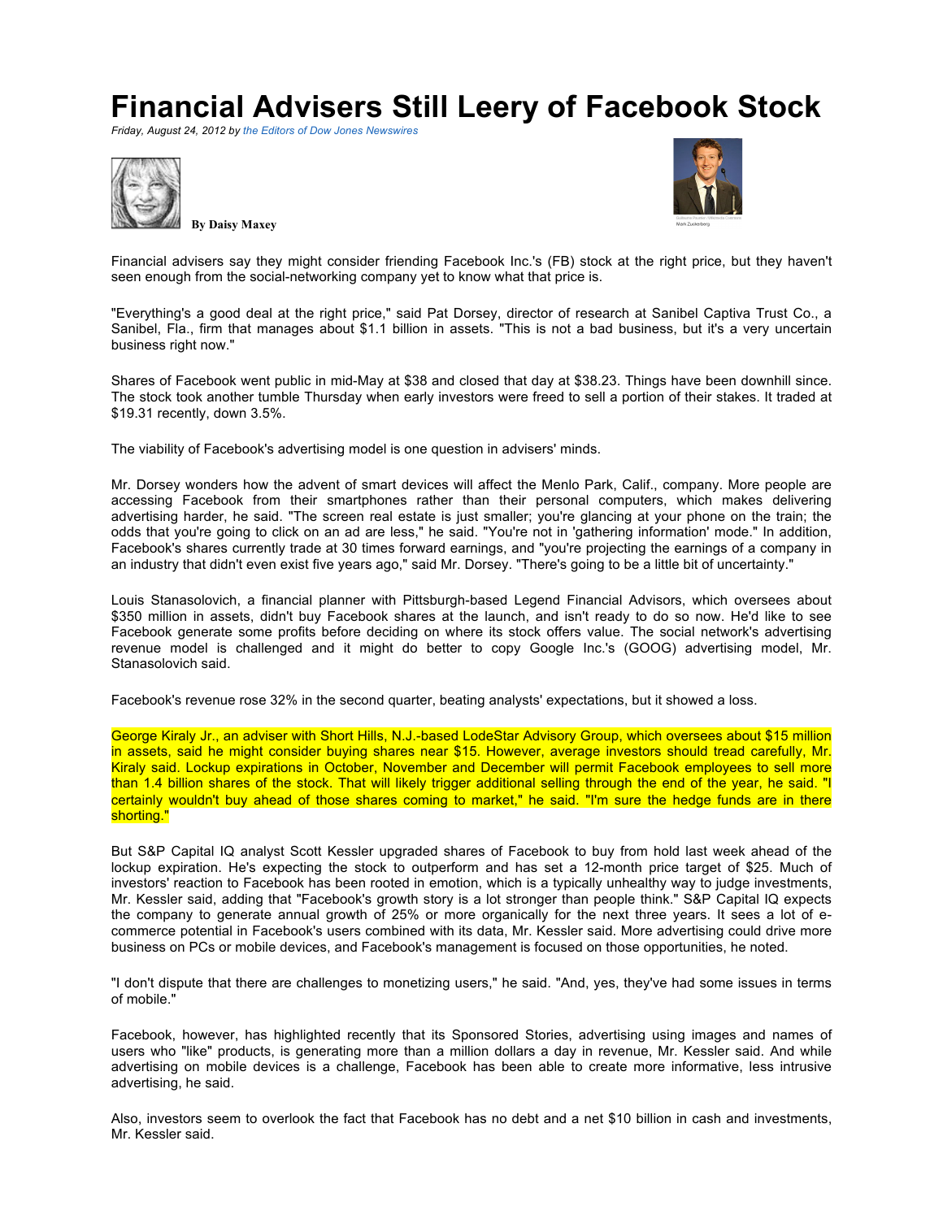# Financial Advisers Still Leery of Facebook Stock

*Friday, August 24, 2012 by the Editors of Dow Jones Newswires*

**By Daisy Maxey**

Mark Zuckerberg

Financial advisers say they might consider friending Facebook Inc.'s (FB) stock at the right price, but they haven't seen enough from the social-networking company yet to know what that price is.

"Everything's a good deal at the right price," said Pat Dorsey, director of research at Sanibel Captiva Trust Co., a Sanibel, Fla., firm that manages about $1.1 billion in assets. "This is not a bad business, but it's a very uncertain business right now."

Shares of Facebook went public in mid-May at $38 and closed that day at $38.23. Things have been downhill since. The stock took another tumble Thursday when early investors were freed to sell a portion of their stakes. It traded at $19.31 recently, down 3.5%.

The viability of Facebook's advertising model is one question in advisers' minds.

Mr. Dorsey wonders how the advent of smart devices will affect the Menlo Park, Calif., company. More people are accessing Facebook from their smartphones rather than their personal computers, which makes delivering advertising harder, he said. "The screen real estate is just smaller; you're glancing at your phone on the train; the odds that you're going to click on an ad are less," he said. "You're not in 'gathering information' mode." In addition, Facebook's shares currently trade at 30 times forward earnings, and "you're projecting the earnings of a company in an industry that didn't even exist five years ago," said Mr. Dorsey. "There's going to be a little bit of uncertainty."

Louis Stanasolovich, a financial planner with Pittsburgh-based Legend Financial Advisors, which oversees about $350 million in assets, didn't buy Facebook shares at the launch, and isn't ready to do so now. He'd like to see Facebook generate some profits before deciding on where its stock offers value. The social network's advertising revenue model is challenged and it might do better to copy Google Inc.'s (GOOG) advertising model, Mr. Stanasolovich said.

Facebook's revenue rose 32% in the second quarter, beating analysts' expectations, but it showed a loss.

George Kiraly Jr., an adviser with Short Hills, N.J.-based LodeStar Advisory Group, which oversees about $15 million in assets, said he might consider buying shares near $15. However, average investors should tread carefully, Mr. Kiraly said. Lockup expirations in October, November and December will permit Facebook employees to sell more than 1.4 billion shares of the stock. That will likely trigger additional selling through the end of the year, he said. "I certainly wouldn't buy ahead of those shares coming to market," he said. "I'm sure the hedge funds are in there shorting."

But S&P Capital IQ analyst Scott Kessler upgraded shares of Facebook to buy from hold last week ahead of the lockup expiration. He's expecting the stock to outperform and has set a 12-month price target of $25. Much of investors' reaction to Facebook has been rooted in emotion, which is a typically unhealthy way to judge investments, Mr. Kessler said, adding that "Facebook's growth story is a lot stronger than people think." S&P Capital IQ expects the company to generate annual growth of 25% or more organically for the next three years. It sees a lot of e-commerce potential in Facebook's users combined with its data, Mr. Kessler said. More advertising could drive more business on PCs or mobile devices, and Facebook's management is focused on those opportunities, he noted.

"I don't dispute that there are challenges to monetizing users," he said. "And, yes, they've had some issues in terms of mobile."

Facebook, however, has highlighted recently that its Sponsored Stories, advertising using images and names of users who "like" products, is generating more than a million dollars a day in revenue, Mr. Kessler said. And while advertising on mobile devices is a challenge, Facebook has been able to create more informative, less intrusive advertising, he said.

Also, investors seem to overlook the fact that Facebook has no debt and a net $10 billion in cash and investments, Mr. Kessler said.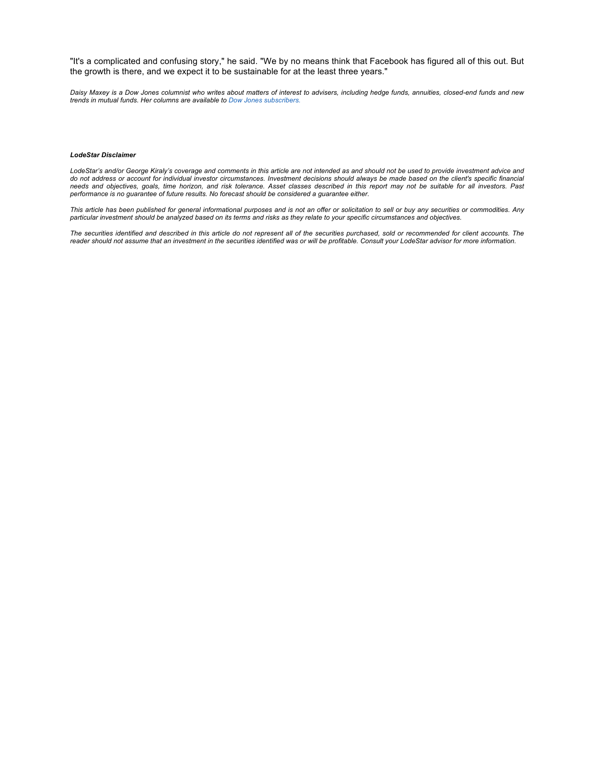"It's a complicated and confusing story," he said. "We by no means think that Facebook has figured all of this out. But the growth is there, and we expect it to be sustainable for at the least three years."

*Daisy Maxey is a Dow Jones columnist who writes about matters of interest to advisers, including hedge funds, annuities, closed-end funds and new trends in mutual funds. Her columns are available to Dow Jones subscribers.*

***LodeStar Disclaimer***

*LodeStar's and/or George Kiraly's coverage and comments in this article are not intended as and should not be used to provide investment advice and do not address or account for individual investor circumstances. Investment decisions should always be made based on the client's specific financial needs and objectives, goals, time horizon, and risk tolerance. Asset classes described in this report may not be suitable for all investors. Past performance is no guarantee of future results. No forecast should be considered a guarantee either.*

*This article has been published for general informational purposes and is not an offer or solicitation to sell or buy any securities or commodities. Any particular investment should be analyzed based on its terms and risks as they relate to your specific circumstances and objectives.*

*The securities identified and described in this article do not represent all of the securities purchased, sold or recommended for client accounts. The reader should not assume that an investment in the securities identified was or will be profitable. Consult your LodeStar advisor for more information.*